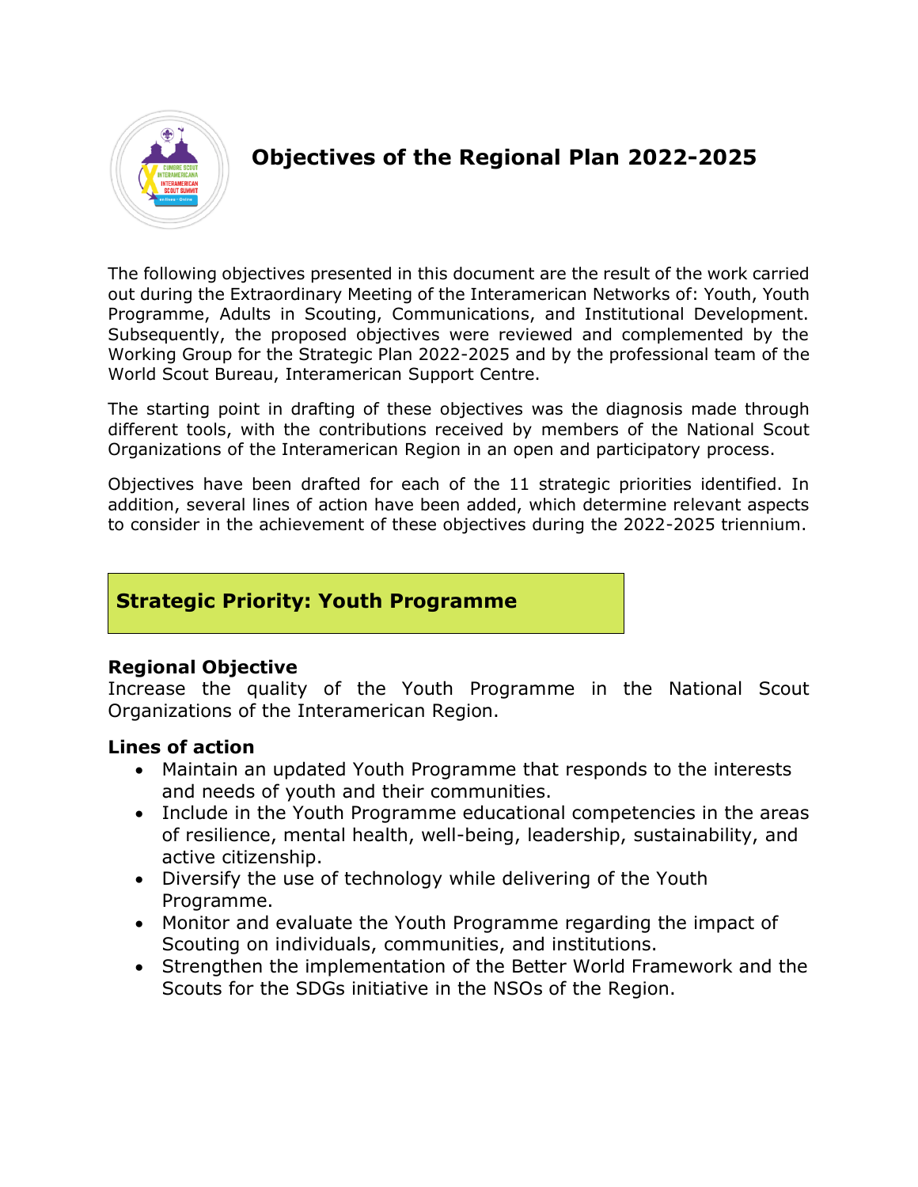# Objectives of the Regional Plan 2022-2025

The following objectives presented in this document are the result of the work carried out during the Extraordinary Meeting of the Interamerican Networks of: Youth, Youth Programme, Adults in Scouting, Communications, and Institutional Development. Subsequently, the proposed objectives were reviewed and complemented by the Working Group for the Strategic Plan 2022-2025 and by the professional team of the World Scout Bureau, Interamerican Support Centre.

The starting point in drafting of these objectives was the diagnosis made through different tools, with the contributions received by members of the National Scout Organizations of the Interamerican Region in an open and participatory process.

Objectives have been drafted for each of the 11 strategic priorities identified. In addition, several lines of action have been added, which determine relevant aspects to consider in the achievement of these objectives during the 2022-2025 triennium.

## Strategic Priority: Youth Programme

### Regional Objective

Increase the quality of the Youth Programme in the National Scout Organizations of the Interamerican Region.

### Lines of action

- Maintain an updated Youth Programme that responds to the interests and needs of youth and their communities.
- Include in the Youth Programme educational competencies in the areas of resilience, mental health, well-being, leadership, sustainability, and active citizenship.
- Diversify the use of technology while delivering of the Youth Programme.
- Monitor and evaluate the Youth Programme regarding the impact of Scouting on individuals, communities, and institutions.
- Strengthen the implementation of the Better World Framework and the Scouts for the SDGs initiative in the NSOs of the Region.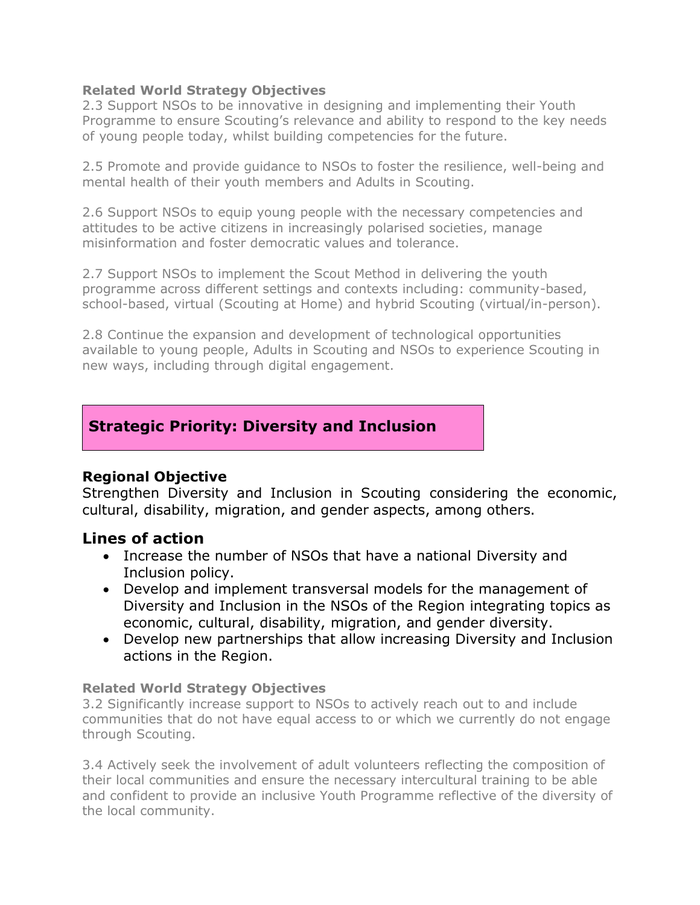#### Related World Strategy Objectives

2.3 Support NSOs to be innovative in designing and implementing their Youth Programme to ensure Scouting's relevance and ability to respond to the key needs of young people today, whilst building competencies for the future.

2.5 Promote and provide guidance to NSOs to foster the resilience, well-being and mental health of their youth members and Adults in Scouting.

2.6 Support NSOs to equip young people with the necessary competencies and attitudes to be active citizens in increasingly polarised societies, manage misinformation and foster democratic values and tolerance.

2.7 Support NSOs to implement the Scout Method in delivering the youth programme across different settings and contexts including: community-based, school-based, virtual (Scouting at Home) and hybrid Scouting (virtual/in-person).

2.8 Continue the expansion and development of technological opportunities available to young people, Adults in Scouting and NSOs to experience Scouting in new ways, including through digital engagement.

## Strategic Priority: Diversity and Inclusion

### Regional Objective

Strengthen Diversity and Inclusion in Scouting considering the economic, cultural, disability, migration, and gender aspects, among others.

### Lines of action

- Increase the number of NSOs that have a national Diversity and Inclusion policy.
- Develop and implement transversal models for the management of Diversity and Inclusion in the NSOs of the Region integrating topics as economic, cultural, disability, migration, and gender diversity.
- Develop new partnerships that allow increasing Diversity and Inclusion actions in the Region.

#### Related World Strategy Objectives

3.2 Significantly increase support to NSOs to actively reach out to and include communities that do not have equal access to or which we currently do not engage through Scouting.

3.4 Actively seek the involvement of adult volunteers reflecting the composition of their local communities and ensure the necessary intercultural training to be able and confident to provide an inclusive Youth Programme reflective of the diversity of the local community.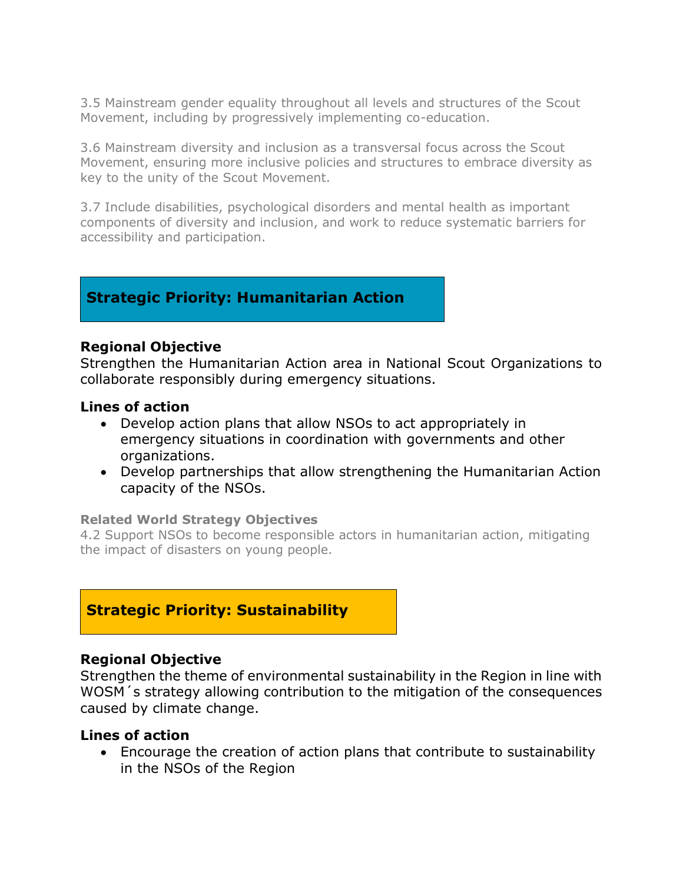3.5 Mainstream gender equality throughout all levels and structures of the Scout Movement, including by progressively implementing co-education.

3.6 Mainstream diversity and inclusion as a transversal focus across the Scout Movement, ensuring more inclusive policies and structures to embrace diversity as key to the unity of the Scout Movement.

3.7 Include disabilities, psychological disorders and mental health as important components of diversity and inclusion, and work to reduce systematic barriers for accessibility and participation.

## Strategic Priority: Humanitarian Action

### Regional Objective

Strengthen the Humanitarian Action area in National Scout Organizations to collaborate responsibly during emergency situations.

### Lines of action

- Develop action plans that allow NSOs to act appropriately in emergency situations in coordination with governments and other organizations.
- Develop partnerships that allow strengthening the Humanitarian Action capacity of the NSOs.

**Related World Strategy Objectives**

4.2 Support NSOs to become responsible actors in humanitarian action, mitigating the impact of disasters on young people.

## Strategic Priority: Sustainability

### Regional Objective

Strengthen the theme of environmental sustainability in the Region in line with WOSM´s strategy allowing contribution to the mitigation of the consequences caused by climate change.

### Lines of action

- Encourage the creation of action plans that contribute to sustainability in the NSOs of the Region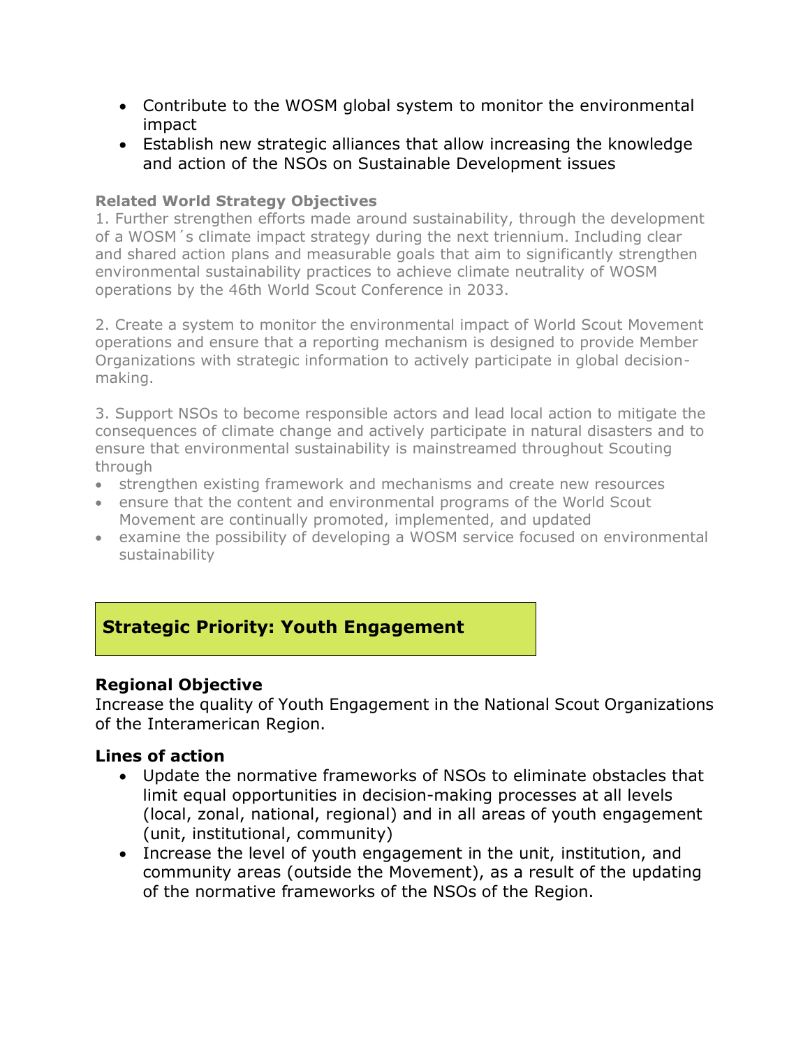- Contribute to the WOSM global system to monitor the environmental impact
- Establish new strategic alliances that allow increasing the knowledge and action of the NSOs on Sustainable Development issues

**Related World Strategy Objectives**

1. Further strengthen efforts made around sustainability, through the development of a WOSM´s climate impact strategy during the next triennium. Including clear and shared action plans and measurable goals that aim to significantly strengthen environmental sustainability practices to achieve climate neutrality of WOSM operations by the 46th World Scout Conference in 2033.

2. Create a system to monitor the environmental impact of World Scout Movement operations and ensure that a reporting mechanism is designed to provide Member Organizations with strategic information to actively participate in global decision-making.

3. Support NSOs to become responsible actors and lead local action to mitigate the consequences of climate change and actively participate in natural disasters and to ensure that environmental sustainability is mainstreamed throughout Scouting through

- strengthen existing framework and mechanisms and create new resources
- ensure that the content and environmental programs of the World Scout Movement are continually promoted, implemented, and updated
- examine the possibility of developing a WOSM service focused on environmental sustainability

## Strategic Priority: Youth Engagement

### Regional Objective

Increase the quality of Youth Engagement in the National Scout Organizations of the Interamerican Region.

### Lines of action

- Update the normative frameworks of NSOs to eliminate obstacles that limit equal opportunities in decision-making processes at all levels (local, zonal, national, regional) and in all areas of youth engagement (unit, institutional, community)
- Increase the level of youth engagement in the unit, institution, and community areas (outside the Movement), as a result of the updating of the normative frameworks of the NSOs of the Region.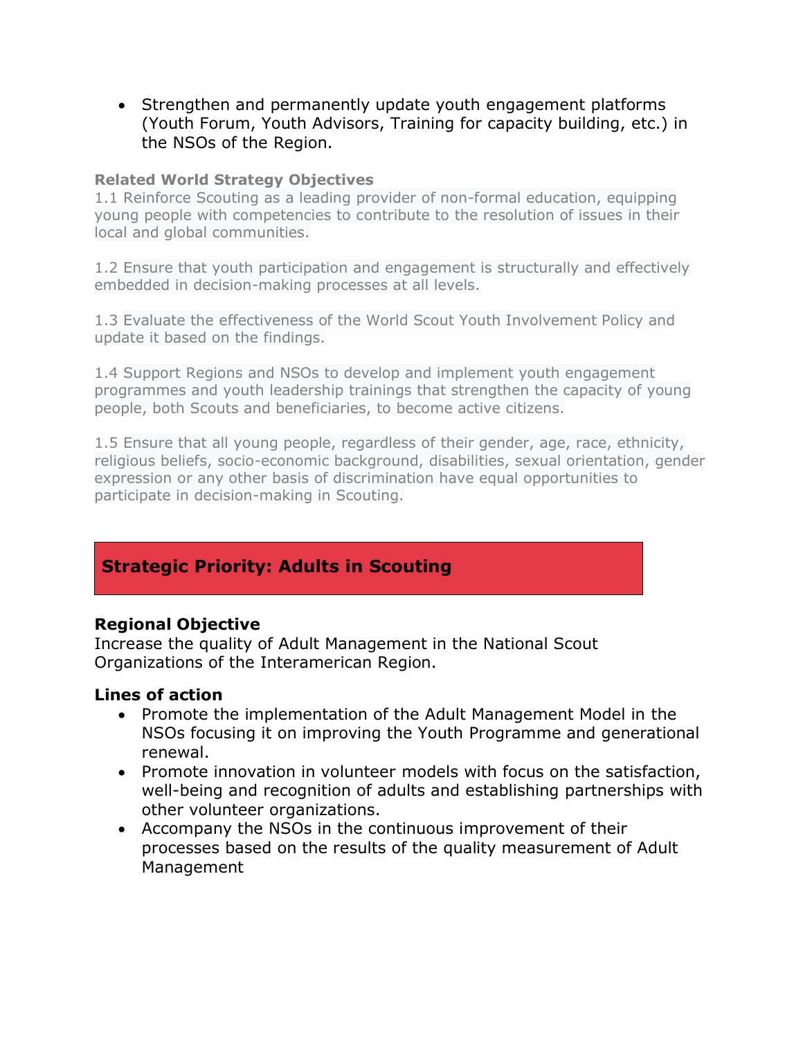- Strengthen and permanently update youth engagement platforms (Youth Forum, Youth Advisors, Training for capacity building, etc.) in the NSOs of the Region.

**Related World Strategy Objectives**

1.1 Reinforce Scouting as a leading provider of non-formal education, equipping young people with competencies to contribute to the resolution of issues in their local and global communities.

1.2 Ensure that youth participation and engagement is structurally and effectively embedded in decision-making processes at all levels.

1.3 Evaluate the effectiveness of the World Scout Youth Involvement Policy and update it based on the findings.

1.4 Support Regions and NSOs to develop and implement youth engagement programmes and youth leadership trainings that strengthen the capacity of young people, both Scouts and beneficiaries, to become active citizens.

1.5 Ensure that all young people, regardless of their gender, age, race, ethnicity, religious beliefs, socio-economic background, disabilities, sexual orientation, gender expression or any other basis of discrimination have equal opportunities to participate in decision-making in Scouting.

## Strategic Priority: Adults in Scouting

### Regional Objective

Increase the quality of Adult Management in the National Scout Organizations of the Interamerican Region.

### Lines of action

- Promote the implementation of the Adult Management Model in the NSOs focusing it on improving the Youth Programme and generational renewal.
- Promote innovation in volunteer models with focus on the satisfaction, well-being and recognition of adults and establishing partnerships with other volunteer organizations.
- Accompany the NSOs in the continuous improvement of their processes based on the results of the quality measurement of Adult Management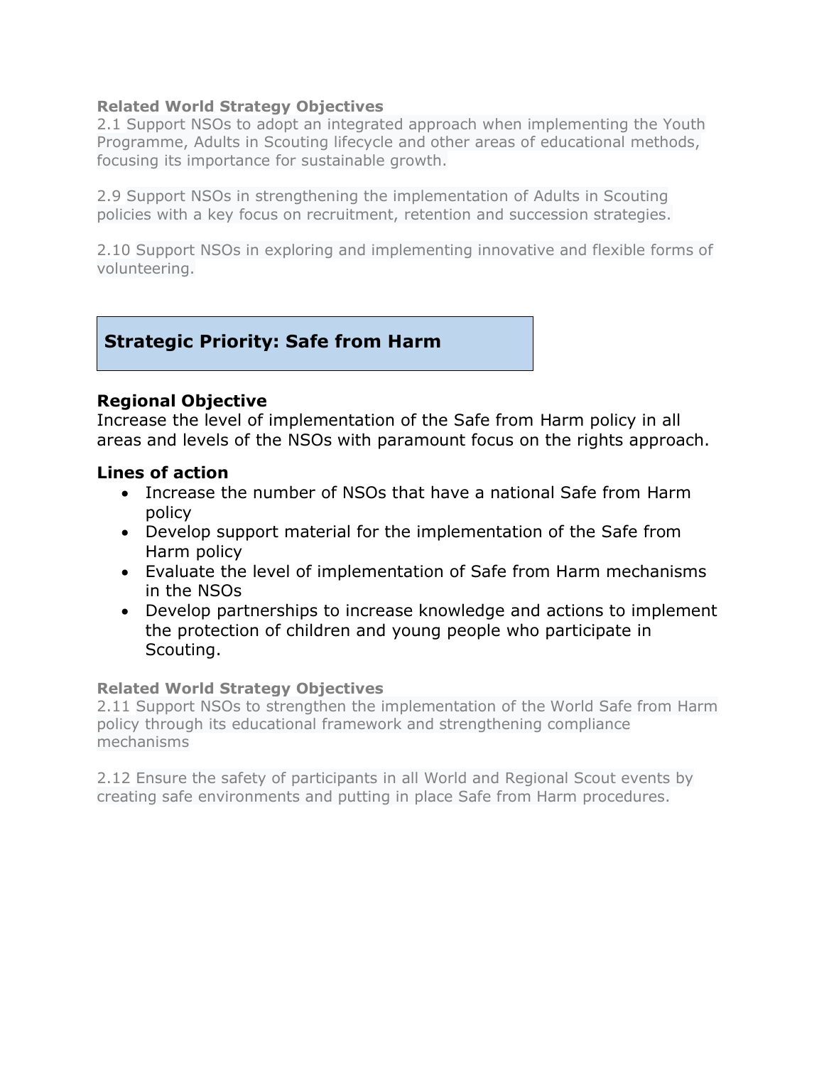**Related World Strategy Objectives**

2.1 Support NSOs to adopt an integrated approach when implementing the Youth Programme, Adults in Scouting lifecycle and other areas of educational methods, focusing its importance for sustainable growth.

2.9 Support NSOs in strengthening the implementation of Adults in Scouting policies with a key focus on recruitment, retention and succession strategies.

2.10 Support NSOs in exploring and implementing innovative and flexible forms of volunteering.

## Strategic Priority: Safe from Harm

### Regional Objective

Increase the level of implementation of the Safe from Harm policy in all areas and levels of the NSOs with paramount focus on the rights approach.

### Lines of action

- Increase the number of NSOs that have a national Safe from Harm policy
- Develop support material for the implementation of the Safe from Harm policy
- Evaluate the level of implementation of Safe from Harm mechanisms in the NSOs
- Develop partnerships to increase knowledge and actions to implement the protection of children and young people who participate in Scouting.

**Related World Strategy Objectives**

2.11 Support NSOs to strengthen the implementation of the World Safe from Harm policy through its educational framework and strengthening compliance mechanisms

2.12 Ensure the safety of participants in all World and Regional Scout events by creating safe environments and putting in place Safe from Harm procedures.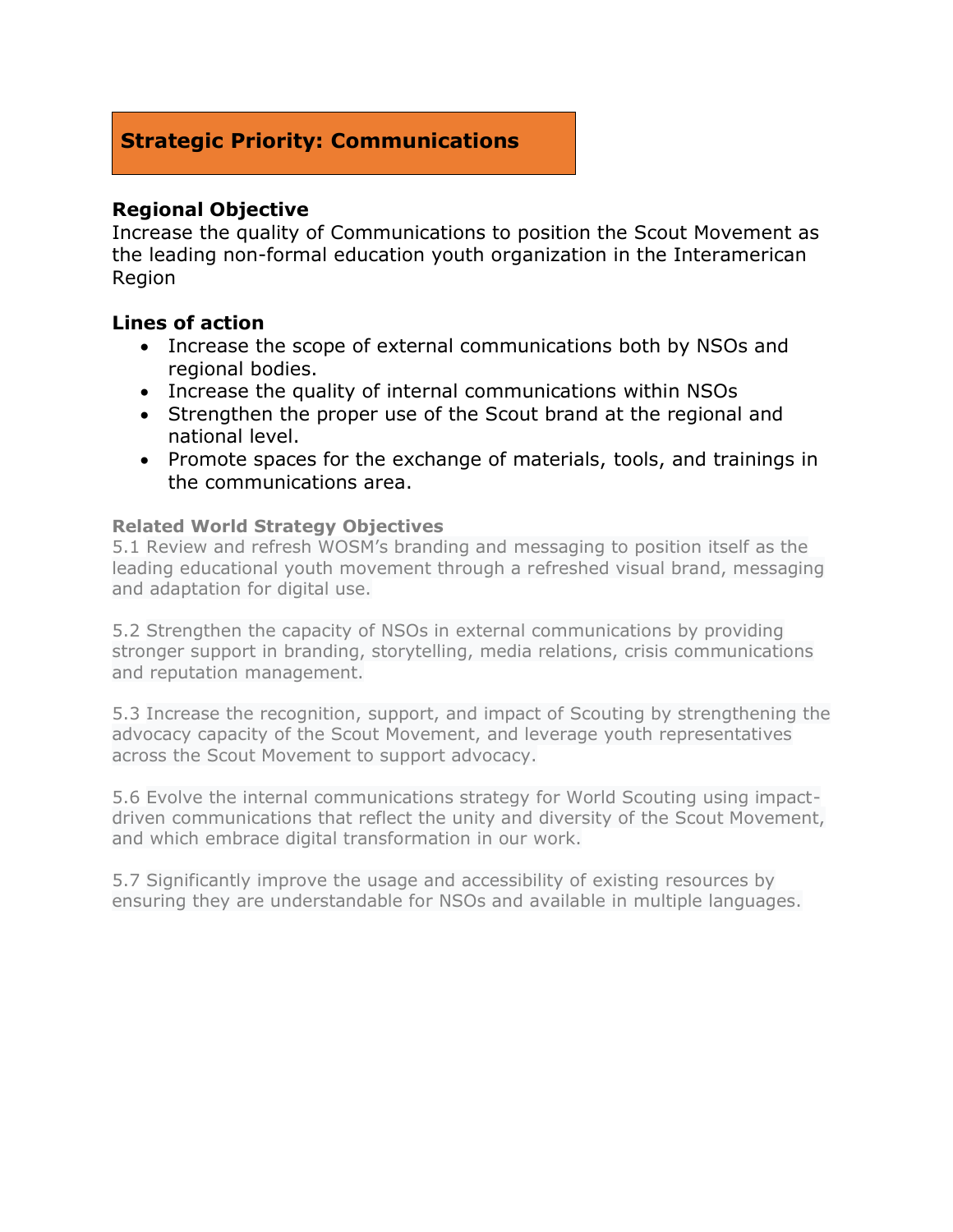## Strategic Priority: Communications

### Regional Objective

Increase the quality of Communications to position the Scout Movement as the leading non-formal education youth organization in the Interamerican Region

### Lines of action

- Increase the scope of external communications both by NSOs and regional bodies.
- Increase the quality of internal communications within NSOs
- Strengthen the proper use of the Scout brand at the regional and national level.
- Promote spaces for the exchange of materials, tools, and trainings in the communications area.

**Related World Strategy Objectives**

5.1 Review and refresh WOSM's branding and messaging to position itself as the leading educational youth movement through a refreshed visual brand, messaging and adaptation for digital use.

5.2 Strengthen the capacity of NSOs in external communications by providing stronger support in branding, storytelling, media relations, crisis communications and reputation management.

5.3 Increase the recognition, support, and impact of Scouting by strengthening the advocacy capacity of the Scout Movement, and leverage youth representatives across the Scout Movement to support advocacy.

5.6 Evolve the internal communications strategy for World Scouting using impact-driven communications that reflect the unity and diversity of the Scout Movement, and which embrace digital transformation in our work.

5.7 Significantly improve the usage and accessibility of existing resources by ensuring they are understandable for NSOs and available in multiple languages.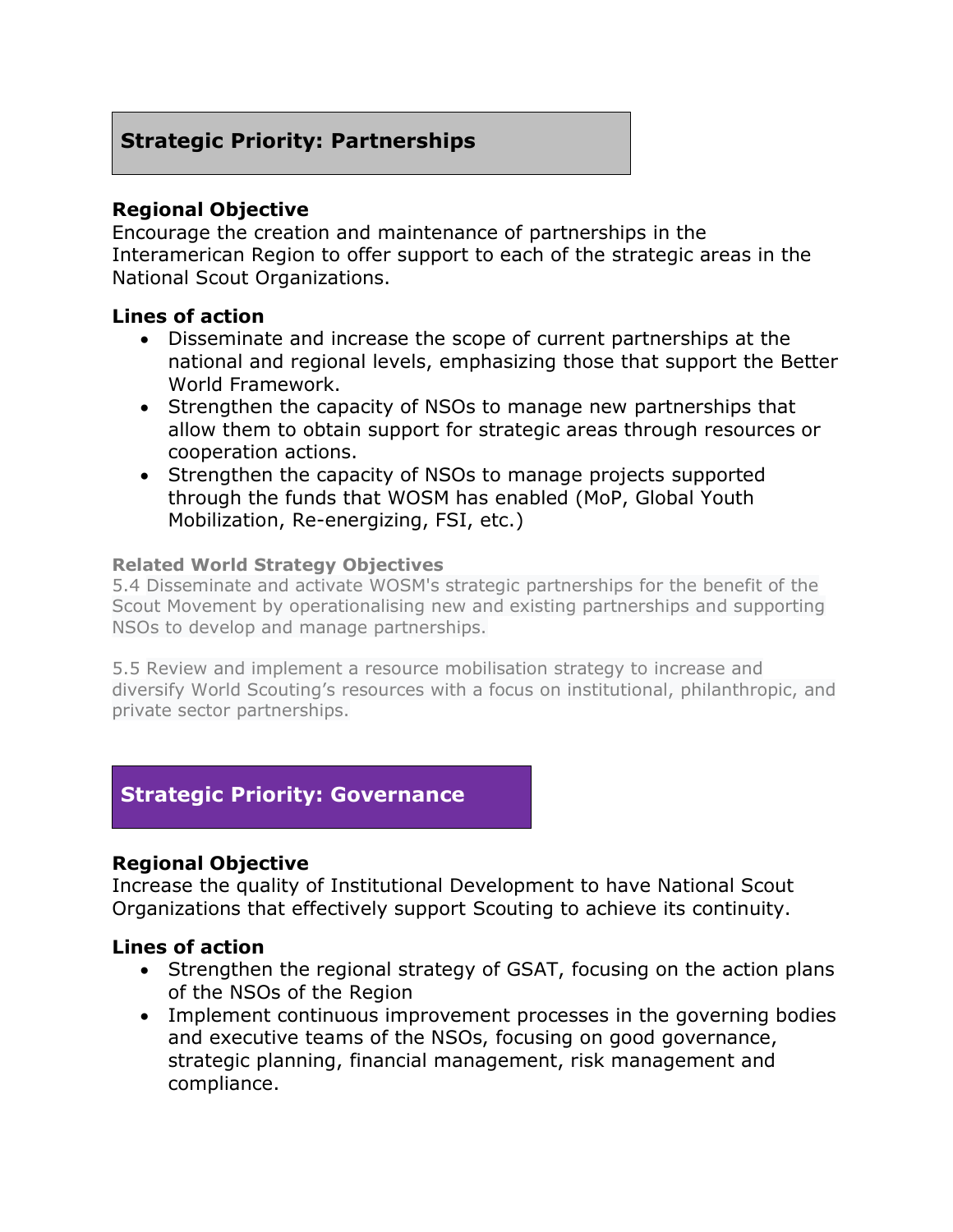## Strategic Priority: Partnerships

### Regional Objective

Encourage the creation and maintenance of partnerships in the Interamerican Region to offer support to each of the strategic areas in the National Scout Organizations.

### Lines of action

- Disseminate and increase the scope of current partnerships at the national and regional levels, emphasizing those that support the Better World Framework.
- Strengthen the capacity of NSOs to manage new partnerships that allow them to obtain support for strategic areas through resources or cooperation actions.
- Strengthen the capacity of NSOs to manage projects supported through the funds that WOSM has enabled (MoP, Global Youth Mobilization, Re-energizing, FSI, etc.)

#### Related World Strategy Objectives

5.4 Disseminate and activate WOSM's strategic partnerships for the benefit of the Scout Movement by operationalising new and existing partnerships and supporting NSOs to develop and manage partnerships.

5.5 Review and implement a resource mobilisation strategy to increase and diversify World Scouting's resources with a focus on institutional, philanthropic, and private sector partnerships.

## Strategic Priority: Governance

### Regional Objective

Increase the quality of Institutional Development to have National Scout Organizations that effectively support Scouting to achieve its continuity.

### Lines of action

- Strengthen the regional strategy of GSAT, focusing on the action plans of the NSOs of the Region
- Implement continuous improvement processes in the governing bodies and executive teams of the NSOs, focusing on good governance, strategic planning, financial management, risk management and compliance.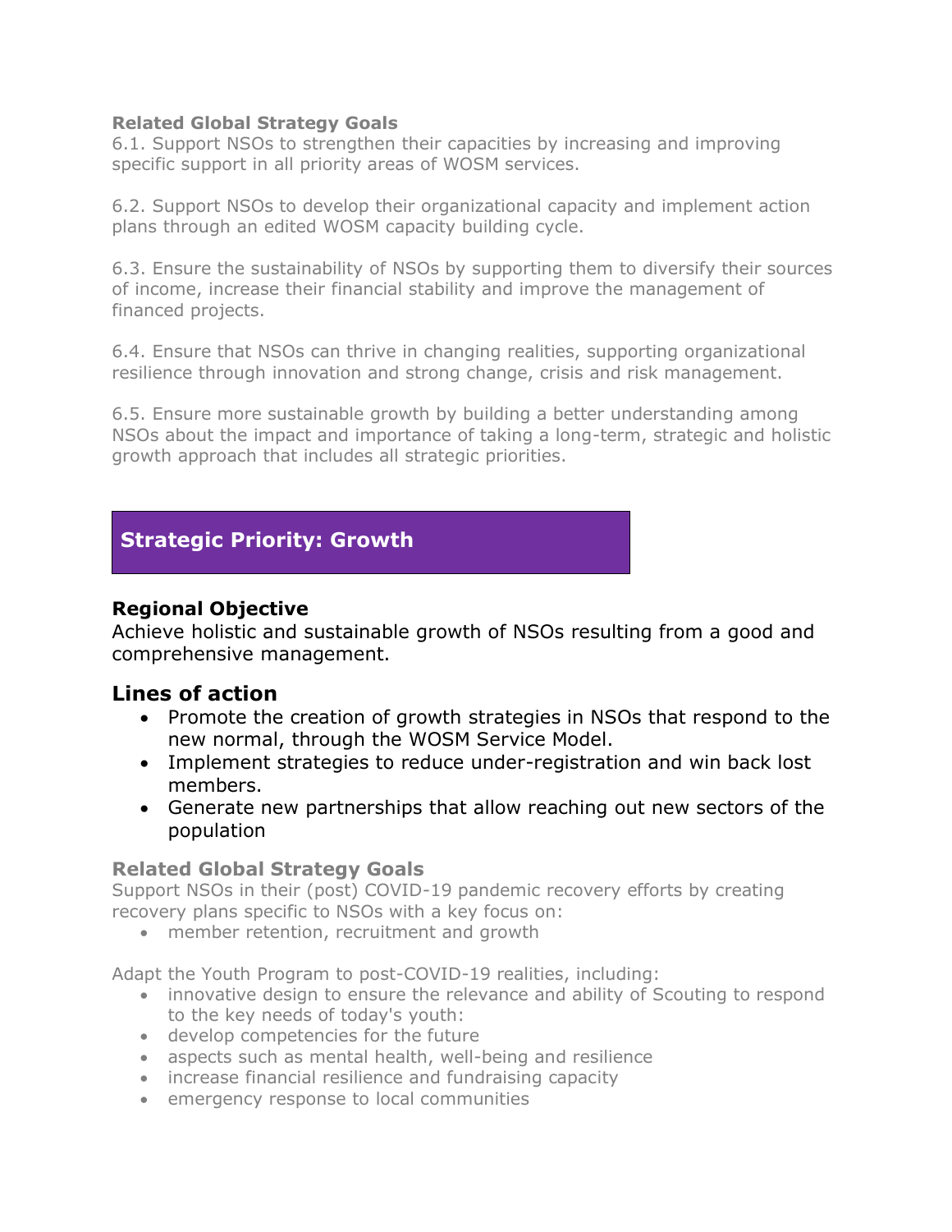**Related Global Strategy Goals**

6.1. Support NSOs to strengthen their capacities by increasing and improving specific support in all priority areas of WOSM services.

6.2. Support NSOs to develop their organizational capacity and implement action plans through an edited WOSM capacity building cycle.

6.3. Ensure the sustainability of NSOs by supporting them to diversify their sources of income, increase their financial stability and improve the management of financed projects.

6.4. Ensure that NSOs can thrive in changing realities, supporting organizational resilience through innovation and strong change, crisis and risk management.

6.5. Ensure more sustainable growth by building a better understanding among NSOs about the impact and importance of taking a long-term, strategic and holistic growth approach that includes all strategic priorities.

## Strategic Priority: Growth

### Regional Objective

Achieve holistic and sustainable growth of NSOs resulting from a good and comprehensive management.

### Lines of action

- Promote the creation of growth strategies in NSOs that respond to the new normal, through the WOSM Service Model.
- Implement strategies to reduce under-registration and win back lost members.
- Generate new partnerships that allow reaching out new sectors of the population

**Related Global Strategy Goals**

Support NSOs in their (post) COVID-19 pandemic recovery efforts by creating recovery plans specific to NSOs with a key focus on:

- member retention, recruitment and growth

Adapt the Youth Program to post-COVID-19 realities, including:

- innovative design to ensure the relevance and ability of Scouting to respond to the key needs of today's youth:
- develop competencies for the future
- aspects such as mental health, well-being and resilience
- increase financial resilience and fundraising capacity
- emergency response to local communities